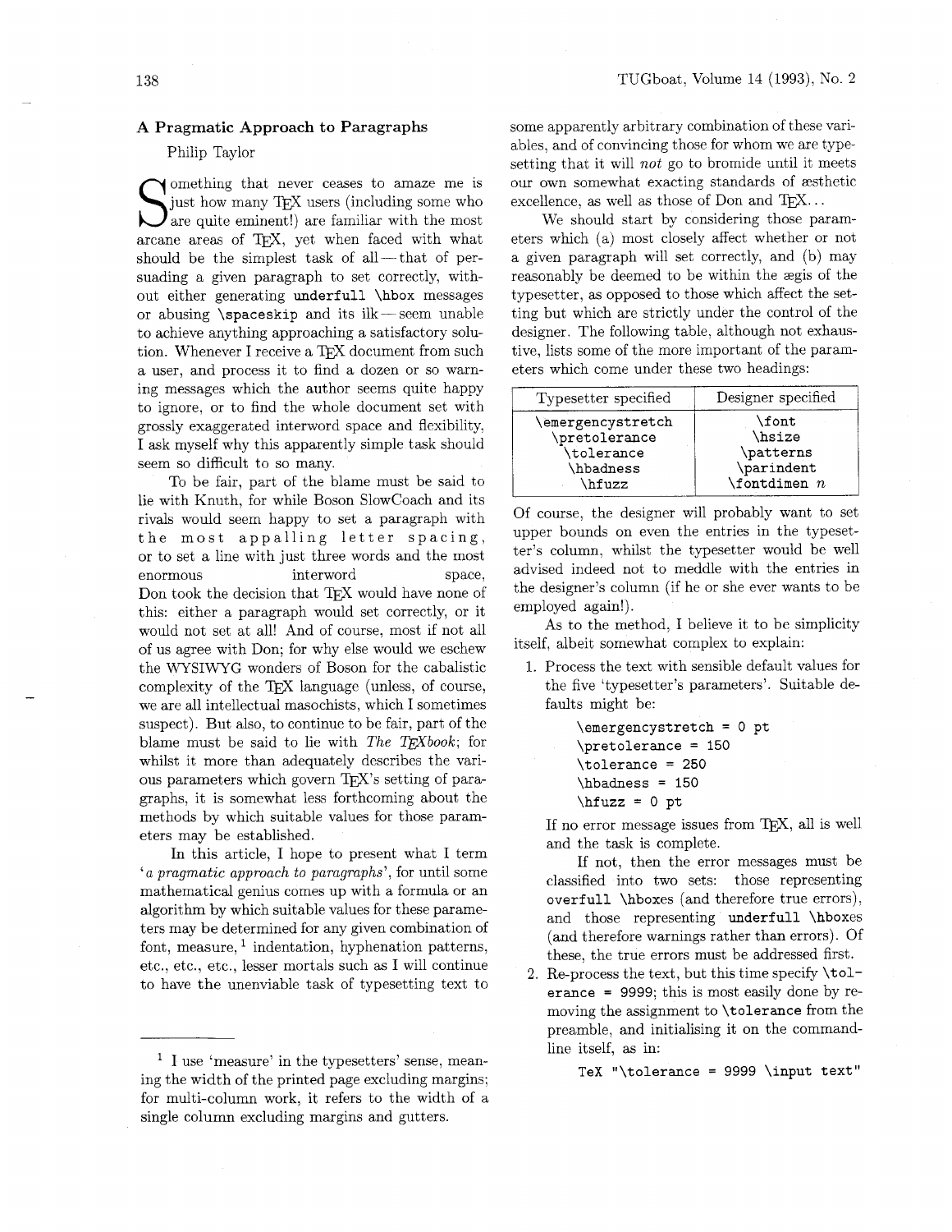# A Pragmatic Approach to Paragraphs

Philip Taylor

Something that never ceases to amaze me is just how many TeX users (including some who are quite eminent!) are familiar with the most arcane areas of TeX, yet when faced with what should be the simplest task of all — that of persuading a given paragraph to set correctly, without either generating `underfull \hbox` messages or abusing `\spaceskip` and its ilk — seem unable to achieve anything approaching a satisfactory solution. Whenever I receive a TeX document from such a user, and process it to find a dozen or so warning messages which the author seems quite happy to ignore, or to find the whole document set with grossly exaggerated interword space and flexibility, I ask myself why this apparently simple task should seem so difficult to so many.

To be fair, part of the blame must be said to lie with Knuth, for while Boson SlowCoach and its rivals would seem happy to set a paragraph with the most appalling letter spacing, or to set a line with just three words and the most enormous interword space, Don took the decision that TeX would have none of this: either a paragraph would set correctly, or it would not set at all! And of course, most if not all of us agree with Don; for why else would we eschew the WYSIWYG wonders of Boson for the cabalistic complexity of the TeX language (unless, of course, we are all intellectual masochists, which I sometimes suspect). But also, to continue to be fair, part of the blame must be said to lie with *The TeXbook*; for whilst it more than adequately describes the various parameters which govern TeX's setting of paragraphs, it is somewhat less forthcoming about the methods by which suitable values for those parameters may be established.

In this article, I hope to present what I term '*a pragmatic approach to paragraphs*', for until some mathematical genius comes up with a formula or an algorithm by which suitable values for these parameters may be determined for any given combination of font, measure,[1] indentation, hyphenation patterns, etc., etc., etc., lesser mortals such as I will continue to have the unenviable task of typesetting text to some apparently arbitrary combination of these variables, and of convincing those for whom we are typesetting that it will *not* go to bromide until it meets our own somewhat exacting standards of æsthetic excellence, as well as those of Don and TeX...

We should start by considering those parameters which (a) most closely affect whether or not a given paragraph will set correctly, and (b) may reasonably be deemed to be within the ægis of the typesetter, as opposed to those which affect the setting but which are strictly under the control of the designer. The following table, although not exhaustive, lists some of the more important of the parameters which come under these two headings:

| Typesetter specified | Designer specified |
|---|---|
| `\emergencystretch` | `\font` |
| `\pretolerance` | `\hsize` |
| `\tolerance` | `\patterns` |
| `\hbadness` | `\parindent` |
| `\hfuzz` | `\fontdimen` $n$ |

Of course, the designer will probably want to set upper bounds on even the entries in the typesetter's column, whilst the typesetter would be well advised indeed not to meddle with the entries in the designer's column (if he or she ever wants to be employed again!).

As to the method, I believe it to be simplicity itself, albeit somewhat complex to explain:

1. Process the text with sensible default values for the five 'typesetter's parameters'. Suitable defaults might be:

   ```
   \emergencystretch = 0 pt
   \pretolerance = 150
   \tolerance = 250
   \hbadness = 150
   \hfuzz = 0 pt
   ```

   If no error message issues from TeX, all is well and the task is complete.

   If not, then the error messages must be classified into two sets: those representing `overfull \hbox`es (and therefore true errors), and those representing `underfull \hbox`es (and therefore warnings rather than errors). Of these, the true errors must be addressed first.

2. Re-process the text, but this time specify `\tolerance = 9999`; this is most easily done by removing the assignment to `\tolerance` from the preamble, and initialising it on the command-line itself, as in:

   ```
   TeX "\tolerance = 9999 \input text"
   ```

---

[1] I use 'measure' in the typesetters' sense, meaning the width of the printed page excluding margins; for multi-column work, it refers to the width of a single column excluding margins and gutters.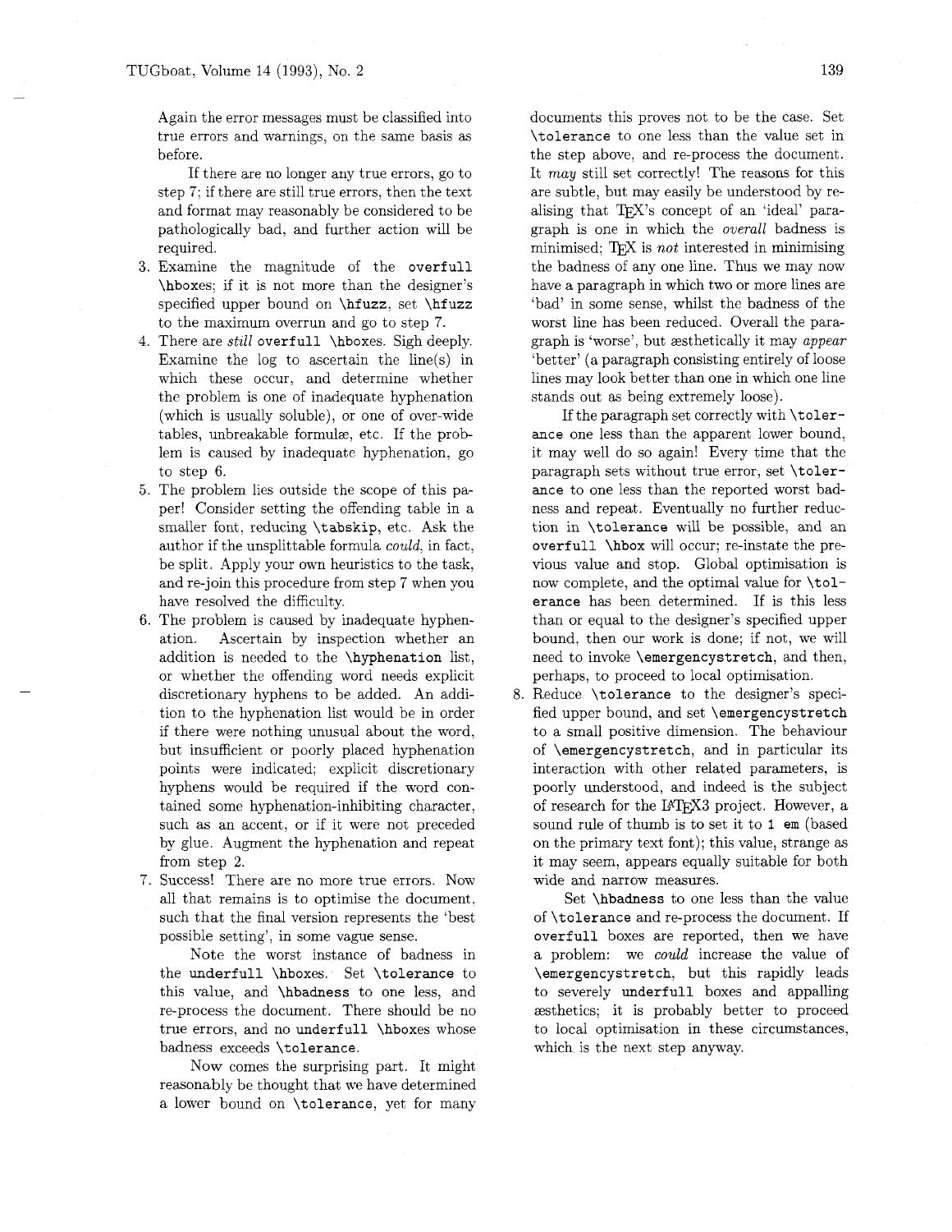Again the error messages must be classified into true errors and warnings, on the same basis as before.

If there are no longer any true errors, go to step 7; if there are still true errors, then the text and format may reasonably be considered to be pathologically bad, and further action will be required.

3. Examine the magnitude of the `overfull \hbox`es; if it is not more than the designer's specified upper bound on `\hfuzz`, set `\hfuzz` to the maximum overrun and go to step 7.
4. There are *still* `overfull \hbox`es. Sigh deeply. Examine the log to ascertain the line(s) in which these occur, and determine whether the problem is one of inadequate hyphenation (which is usually soluble), or one of over-wide tables, unbreakable formulæ, etc. If the problem is caused by inadequate hyphenation, go to step 6.
5. The problem lies outside the scope of this paper! Consider setting the offending table in a smaller font, reducing `\tabskip`, etc. Ask the author if the unsplittable formula *could*, in fact, be split. Apply your own heuristics to the task, and re-join this procedure from step 7 when you have resolved the difficulty.
6. The problem is caused by inadequate hyphenation. Ascertain by inspection whether an addition is needed to the `\hyphenation` list, or whether the offending word needs explicit discretionary hyphens to be added. An addition to the hyphenation list would be in order if there were nothing unusual about the word, but insufficient or poorly placed hyphenation points were indicated; explicit discretionary hyphens would be required if the word contained some hyphenation-inhibiting character, such as an accent, or if it were not preceded by glue. Augment the hyphenation and repeat from step 2.
7. Success! There are no more true errors. Now all that remains is to optimise the document, such that the final version represents the 'best possible setting', in some vague sense.

   Note the worst instance of badness in the `underfull \hbox`es. Set `\tolerance` to this value, and `\hbadness` to one less, and re-process the document. There should be no true errors, and no `underfull \hbox`es whose badness exceeds `\tolerance`.

   Now comes the surprising part. It might reasonably be thought that we have determined a lower bound on `\tolerance`, yet for many documents this proves not to be the case. Set `\tolerance` to one less than the value set in the step above, and re-process the document. It *may* still set correctly! The reasons for this are subtle, but may easily be understood by realising that TeX's concept of an 'ideal' paragraph is one in which the *overall* badness is minimised; TeX is *not* interested in minimising the badness of any one line. Thus we may now have a paragraph in which two or more lines are 'bad' in some sense, whilst the badness of the worst line has been reduced. Overall the paragraph is 'worse', but æsthetically it may *appear* 'better' (a paragraph consisting entirely of loose lines may look better than one in which one line stands out as being extremely loose).

   If the paragraph set correctly with `\tolerance` one less than the apparent lower bound, it may well do so again! Every time that the paragraph sets without true error, set `\tolerance` to one less than the reported worst badness and repeat. Eventually no further reduction in `\tolerance` will be possible, and an `overfull \hbox` will occur; re-instate the previous value and stop. Global optimisation is now complete, and the optimal value for `\tolerance` has been determined. If is this less than or equal to the designer's specified upper bound, then our work is done; if not, we will need to invoke `\emergencystretch`, and then, perhaps, to proceed to local optimisation.
8. Reduce `\tolerance` to the designer's specified upper bound, and set `\emergencystretch` to a small positive dimension. The behaviour of `\emergencystretch`, and in particular its interaction with other related parameters, is poorly understood, and indeed is the subject of research for the LaTeX3 project. However, a sound rule of thumb is to set it to `1 em` (based on the primary text font); this value, strange as it may seem, appears equally suitable for both wide and narrow measures.

   Set `\hbadness` to one less than the value of `\tolerance` and re-process the document. If `overfull` boxes are reported, then we have a problem: we *could* increase the value of `\emergencystretch`, but this rapidly leads to severely `underfull` boxes and appalling æsthetics; it is probably better to proceed to local optimisation in these circumstances, which is the next step anyway.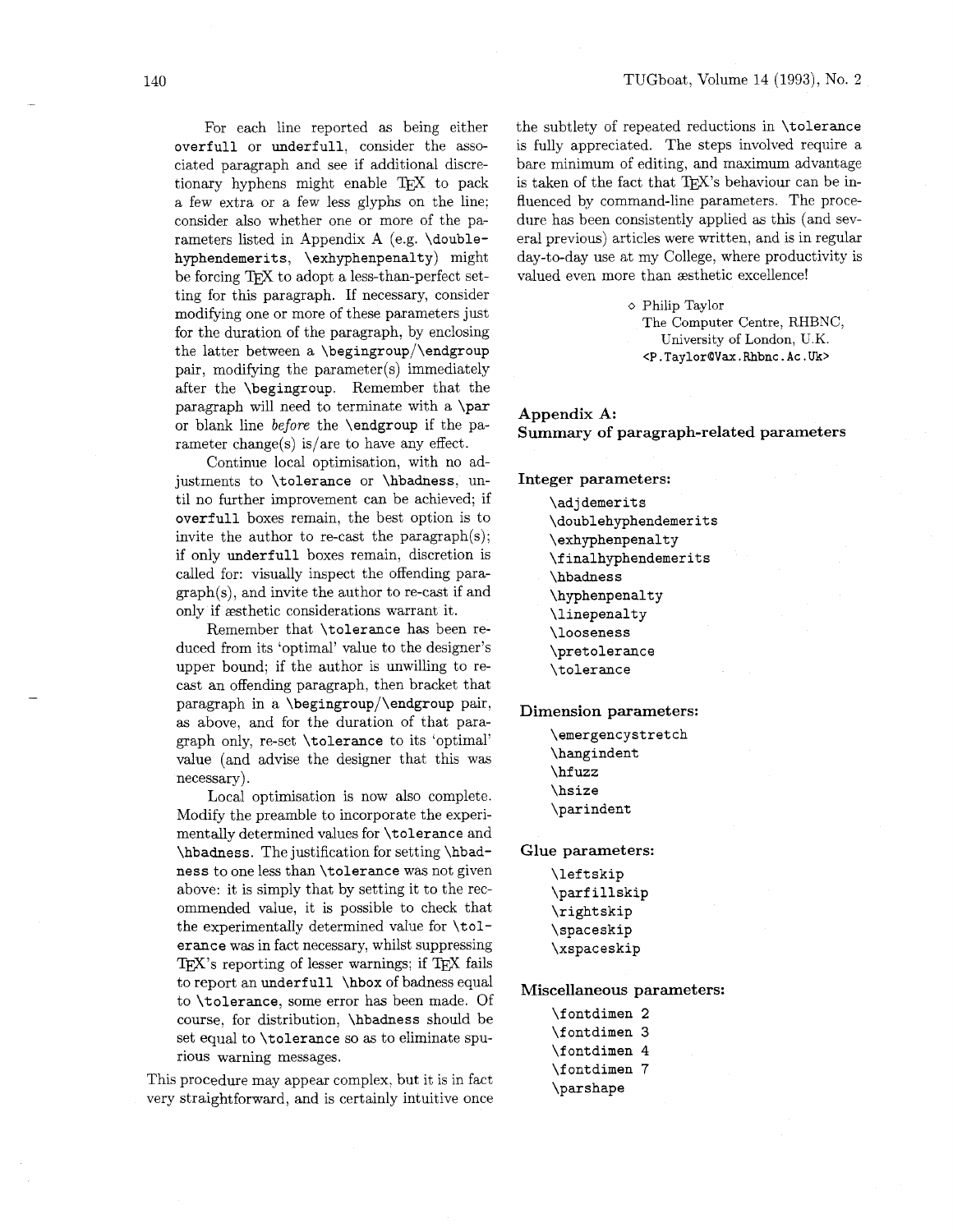For each line reported as being either `overfull` or `underfull`, consider the associated paragraph and see if additional discretionary hyphens might enable TeX to pack a few extra or a few less glyphs on the line; consider also whether one or more of the parameters listed in Appendix A (e.g. `\doublehyphendemerits`, `\exhyphenpenalty`) might be forcing TeX to adopt a less-than-perfect setting for this paragraph. If necessary, consider modifying one or more of these parameters just for the duration of the paragraph, by enclosing the latter between a `\begingroup`/`\endgroup` pair, modifying the parameter(s) immediately after the `\begingroup`. Remember that the paragraph will need to terminate with a `\par` or blank line *before* the `\endgroup` if the parameter change(s) is/are to have any effect.

Continue local optimisation, with no adjustments to `\tolerance` or `\hbadness`, until no further improvement can be achieved; if `overfull` boxes remain, the best option is to invite the author to re-cast the paragraph(s); if only `underfull` boxes remain, discretion is called for: visually inspect the offending paragraph(s), and invite the author to re-cast if and only if æsthetic considerations warrant it.

Remember that `\tolerance` has been reduced from its 'optimal' value to the designer's upper bound; if the author is unwilling to re-cast an offending paragraph, then bracket that paragraph in a `\begingroup`/`\endgroup` pair, as above, and for the duration of that paragraph only, re-set `\tolerance` to its 'optimal' value (and advise the designer that this was necessary).

Local optimisation is now also complete. Modify the preamble to incorporate the experimentally determined values for `\tolerance` and `\hbadness`. The justification for setting `\hbadness` to one less than `\tolerance` was not given above: it is simply that by setting it to the recommended value, it is possible to check that the experimentally determined value for `\tolerance` was in fact necessary, whilst suppressing TeX's reporting of lesser warnings; if TeX fails to report an `underfull \hbox` of badness equal to `\tolerance`, some error has been made. Of course, for distribution, `\hbadness` should be set equal to `\tolerance` so as to eliminate spurious warning messages.

This procedure may appear complex, but it is in fact very straightforward, and is certainly intuitive once the subtlety of repeated reductions in `\tolerance` is fully appreciated. The steps involved require a bare minimum of editing, and maximum advantage is taken of the fact that TeX's behaviour can be influenced by command-line parameters. The procedure has been consistently applied as this (and several previous) articles were written, and is in regular day-to-day use at my College, where productivity is valued even more than æsthetic excellence!

◇ Philip Taylor
The Computer Centre, RHBNC,
University of London, U.K.
`<P.Taylor@Vax.Rhbnc.Ac.Uk>`

## Appendix A: Summary of paragraph-related parameters

### Integer parameters:

- `\adjdemerits`
- `\doublehyphendemerits`
- `\exhyphenpenalty`
- `\finalhyphendemerits`
- `\hbadness`
- `\hyphenpenalty`
- `\linepenalty`
- `\looseness`
- `\pretolerance`
- `\tolerance`

### Dimension parameters:

- `\emergencystretch`
- `\hangindent`
- `\hfuzz`
- `\hsize`
- `\parindent`

### Glue parameters:

- `\leftskip`
- `\parfillskip`
- `\rightskip`
- `\spaceskip`
- `\xspaceskip`

### Miscellaneous parameters:

- `\fontdimen 2`
- `\fontdimen 3`
- `\fontdimen 4`
- `\fontdimen 7`
- `\parshape`